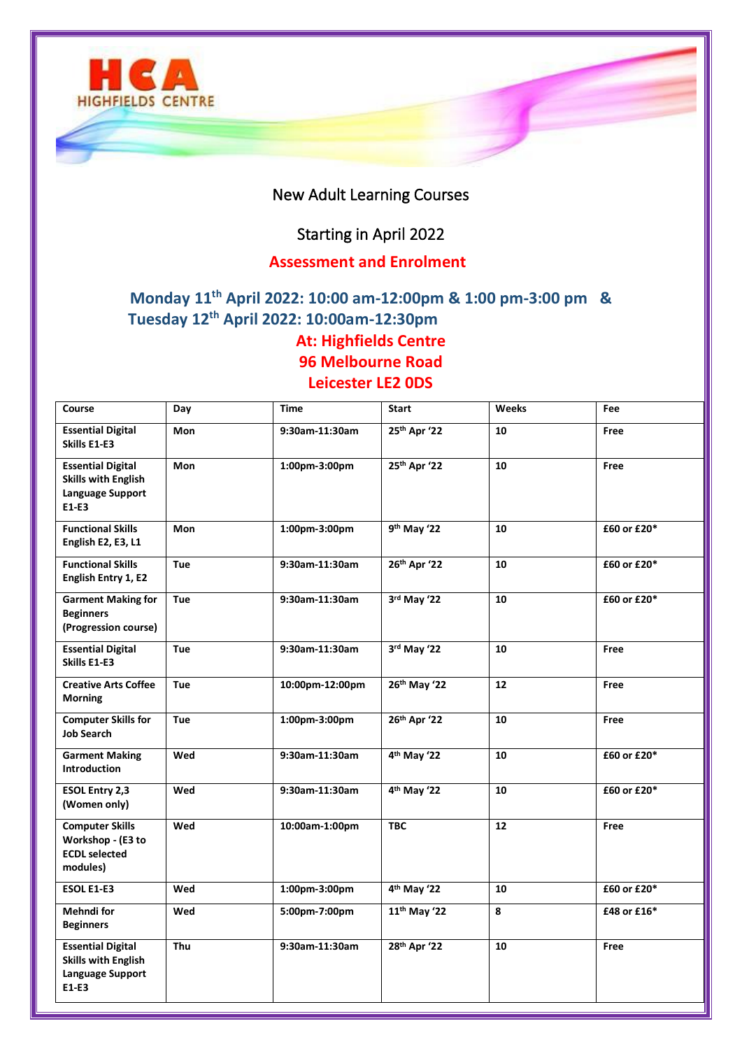HCA
HIGHFIELDS CENTRE

# New Adult Learning Courses

## Starting in April 2022

## Assessment and Enrolment

**Monday 11th April 2022: 10:00 am-12:00pm & 1:00 pm-3:00 pm &**
**Tuesday 12th April 2022: 10:00am-12:30pm**

**At: Highfields Centre**
**96 Melbourne Road**
**Leicester LE2 0DS**

| Course | Day | Time | Start | Weeks | Fee |
|---|---|---|---|---|---|
| **Essential Digital Skills E1-E3** | **Mon** | **9:30am-11:30am** | **25th Apr '22** | **10** | **Free** |
| **Essential Digital Skills with English Language Support E1-E3** | **Mon** | **1:00pm-3:00pm** | **25th Apr '22** | **10** | **Free** |
| **Functional Skills English E2, E3, L1** | **Mon** | **1:00pm-3:00pm** | **9th May '22** | **10** | **£60 or £20*** |
| **Functional Skills English Entry 1, E2** | **Tue** | **9:30am-11:30am** | **26th Apr '22** | **10** | **£60 or £20*** |
| **Garment Making for Beginners (Progression course)** | **Tue** | **9:30am-11:30am** | **3rd May '22** | **10** | **£60 or £20*** |
| **Essential Digital Skills E1-E3** | **Tue** | **9:30am-11:30am** | **3rd May '22** | **10** | **Free** |
| **Creative Arts Coffee Morning** | **Tue** | **10:00pm-12:00pm** | **26th May '22** | **12** | **Free** |
| **Computer Skills for Job Search** | **Tue** | **1:00pm-3:00pm** | **26th Apr '22** | **10** | **Free** |
| **Garment Making Introduction** | **Wed** | **9:30am-11:30am** | **4th May '22** | **10** | **£60 or £20*** |
| **ESOL Entry 2,3 (Women only)** | **Wed** | **9:30am-11:30am** | **4th May '22** | **10** | **£60 or £20*** |
| **Computer Skills Workshop - (E3 to ECDL selected modules)** | **Wed** | **10:00am-1:00pm** | **TBC** | **12** | **Free** |
| **ESOL E1-E3** | **Wed** | **1:00pm-3:00pm** | **4th May '22** | **10** | **£60 or £20*** |
| **Mehndi for Beginners** | **Wed** | **5:00pm-7:00pm** | **11th May '22** | **8** | **£48 or £16*** |
| **Essential Digital Skills with English Language Support E1-E3** | **Thu** | **9:30am-11:30am** | **28th Apr '22** | **10** | **Free** |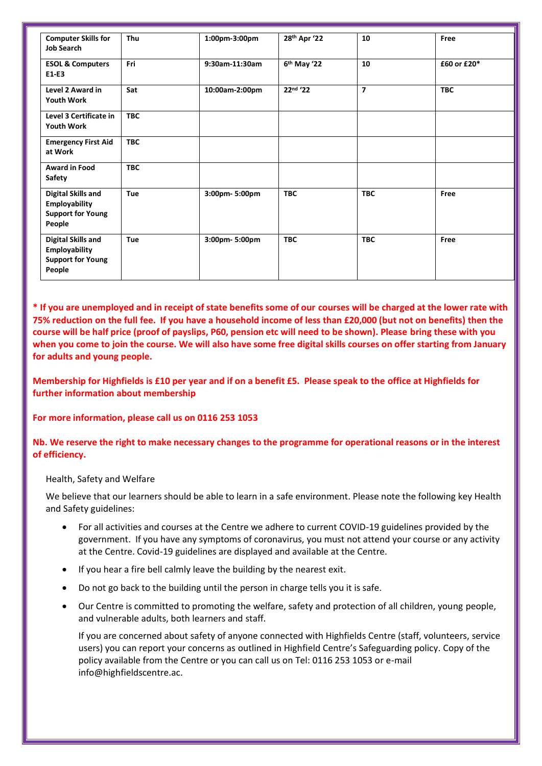| | | | | | |
|---|---|---|---|---|---|
| **Computer Skills for Job Search** | **Thu** | **1:00pm-3:00pm** | **28th Apr '22** | **10** | **Free** |
| **ESOL & Computers E1-E3** | **Fri** | **9:30am-11:30am** | **6th May '22** | **10** | **£60 or £20*** |
| **Level 2 Award in Youth Work** | **Sat** | **10:00am-2:00pm** | **22nd '22** | **7** | **TBC** |
| **Level 3 Certificate in Youth Work** | **TBC** | | | | |
| **Emergency First Aid at Work** | **TBC** | | | | |
| **Award in Food Safety** | **TBC** | | | | |
| **Digital Skills and Employability Support for Young People** | **Tue** | **3:00pm- 5:00pm** | **TBC** | **TBC** | **Free** |
| **Digital Skills and Employability Support for Young People** | **Tue** | **3:00pm- 5:00pm** | **TBC** | **TBC** | **Free** |

*** If you are unemployed and in receipt of state benefits some of our courses will be charged at the lower rate with 75% reduction on the full fee. If you have a household income of less than £20,000 (but not on benefits) then the course will be half price (proof of payslips, P60, pension etc will need to be shown). Please bring these with you when you come to join the course. We will also have some free digital skills courses on offer starting from January for adults and young people.**

**Membership for Highfields is £10 per year and if on a benefit £5. Please speak to the office at Highfields for further information about membership**

**For more information, please call us on 0116 253 1053**

**Nb. We reserve the right to make necessary changes to the programme for operational reasons or in the interest of efficiency.**

Health, Safety and Welfare

We believe that our learners should be able to learn in a safe environment. Please note the following key Health and Safety guidelines:

- For all activities and courses at the Centre we adhere to current COVID-19 guidelines provided by the government. If you have any symptoms of coronavirus, you must not attend your course or any activity at the Centre. Covid-19 guidelines are displayed and available at the Centre.
- If you hear a fire bell calmly leave the building by the nearest exit.
- Do not go back to the building until the person in charge tells you it is safe.
- Our Centre is committed to promoting the welfare, safety and protection of all children, young people, and vulnerable adults, both learners and staff.

  If you are concerned about safety of anyone connected with Highfields Centre (staff, volunteers, service users) you can report your concerns as outlined in Highfield Centre's Safeguarding policy. Copy of the policy available from the Centre or you can call us on Tel: 0116 253 1053 or e-mail info@highfieldscentre.ac.